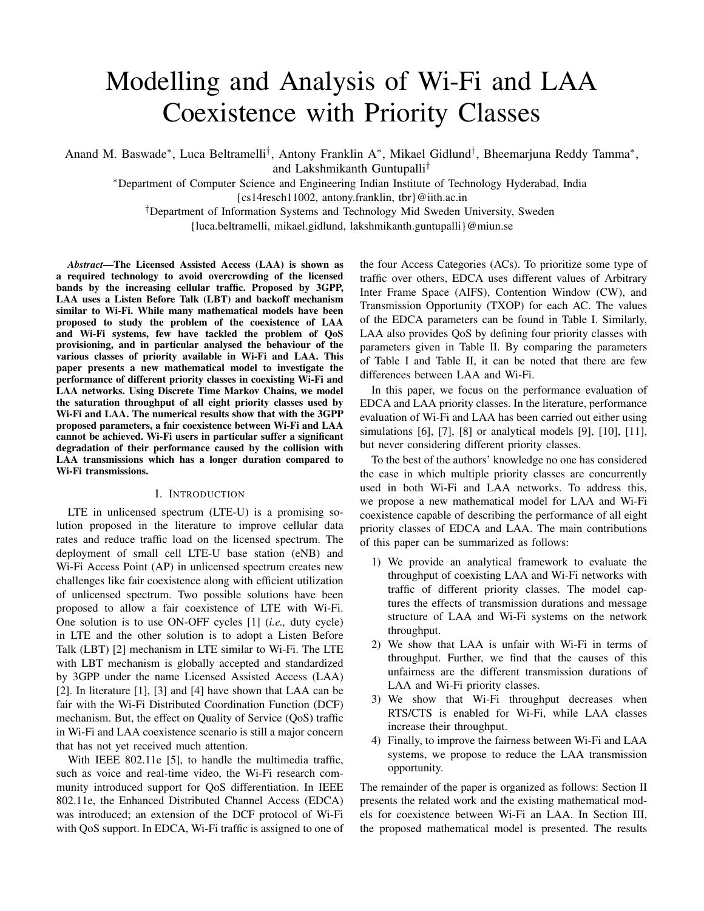# Modelling and Analysis of Wi-Fi and LAA Coexistence with Priority Classes

Anand M. Baswade*, Luca Beltramelli†, Antony Franklin A*, Mikael Gidlund†, Bheemarjuna Reddy Tamma*, and Lakshmikanth Guntupalli†

*Department of Computer Science and Engineering Indian Institute of Technology Hyderabad, India
{cs14resch11002, antony.franklin, tbr}@iith.ac.in

†Department of Information Systems and Technology Mid Sweden University, Sweden
{luca.beltramelli, mikael.gidlund, lakshmikanth.guntupalli}@miun.se

***Abstract*—The Licensed Assisted Access (LAA) is shown as a required technology to avoid overcrowding of the licensed bands by the increasing cellular traffic. Proposed by 3GPP, LAA uses a Listen Before Talk (LBT) and backoff mechanism similar to Wi-Fi. While many mathematical models have been proposed to study the problem of the coexistence of LAA and Wi-Fi systems, few have tackled the problem of QoS provisioning, and in particular analysed the behaviour of the various classes of priority available in Wi-Fi and LAA. This paper presents a new mathematical model to investigate the performance of different priority classes in coexisting Wi-Fi and LAA networks. Using Discrete Time Markov Chains, we model the saturation throughput of all eight priority classes used by Wi-Fi and LAA. The numerical results show that with the 3GPP proposed parameters, a fair coexistence between Wi-Fi and LAA cannot be achieved. Wi-Fi users in particular suffer a significant degradation of their performance caused by the collision with LAA transmissions which has a longer duration compared to Wi-Fi transmissions.**

## I. Introduction

LTE in unlicensed spectrum (LTE-U) is a promising solution proposed in the literature to improve cellular data rates and reduce traffic load on the licensed spectrum. The deployment of small cell LTE-U base station (eNB) and Wi-Fi Access Point (AP) in unlicensed spectrum creates new challenges like fair coexistence along with efficient utilization of unlicensed spectrum. Two possible solutions have been proposed to allow a fair coexistence of LTE with Wi-Fi. One solution is to use ON-OFF cycles [1] (*i.e.,* duty cycle) in LTE and the other solution is to adopt a Listen Before Talk (LBT) [2] mechanism in LTE similar to Wi-Fi. The LTE with LBT mechanism is globally accepted and standardized by 3GPP under the name Licensed Assisted Access (LAA) [2]. In literature [1], [3] and [4] have shown that LAA can be fair with the Wi-Fi Distributed Coordination Function (DCF) mechanism. But, the effect on Quality of Service (QoS) traffic in Wi-Fi and LAA coexistence scenario is still a major concern that has not yet received much attention.

With IEEE 802.11e [5], to handle the multimedia traffic, such as voice and real-time video, the Wi-Fi research community introduced support for QoS differentiation. In IEEE 802.11e, the Enhanced Distributed Channel Access (EDCA) was introduced; an extension of the DCF protocol of Wi-Fi with QoS support. In EDCA, Wi-Fi traffic is assigned to one of the four Access Categories (ACs). To prioritize some type of traffic over others, EDCA uses different values of Arbitrary Inter Frame Space (AIFS), Contention Window (CW), and Transmission Opportunity (TXOP) for each AC. The values of the EDCA parameters can be found in Table I. Similarly, LAA also provides QoS by defining four priority classes with parameters given in Table II. By comparing the parameters of Table I and Table II, it can be noted that there are few differences between LAA and Wi-Fi.

In this paper, we focus on the performance evaluation of EDCA and LAA priority classes. In the literature, performance evaluation of Wi-Fi and LAA has been carried out either using simulations [6], [7], [8] or analytical models [9], [10], [11], but never considering different priority classes.

To the best of the authors' knowledge no one has considered the case in which multiple priority classes are concurrently used in both Wi-Fi and LAA networks. To address this, we propose a new mathematical model for LAA and Wi-Fi coexistence capable of describing the performance of all eight priority classes of EDCA and LAA. The main contributions of this paper can be summarized as follows:

1) We provide an analytical framework to evaluate the throughput of coexisting LAA and Wi-Fi networks with traffic of different priority classes. The model captures the effects of transmission durations and message structure of LAA and Wi-Fi systems on the network throughput.
2) We show that LAA is unfair with Wi-Fi in terms of throughput. Further, we find that the causes of this unfairness are the different transmission durations of LAA and Wi-Fi priority classes.
3) We show that Wi-Fi throughput decreases when RTS/CTS is enabled for Wi-Fi, while LAA classes increase their throughput.
4) Finally, to improve the fairness between Wi-Fi and LAA systems, we propose to reduce the LAA transmission opportunity.

The remainder of the paper is organized as follows: Section II presents the related work and the existing mathematical models for coexistence between Wi-Fi an LAA. In Section III, the proposed mathematical model is presented. The results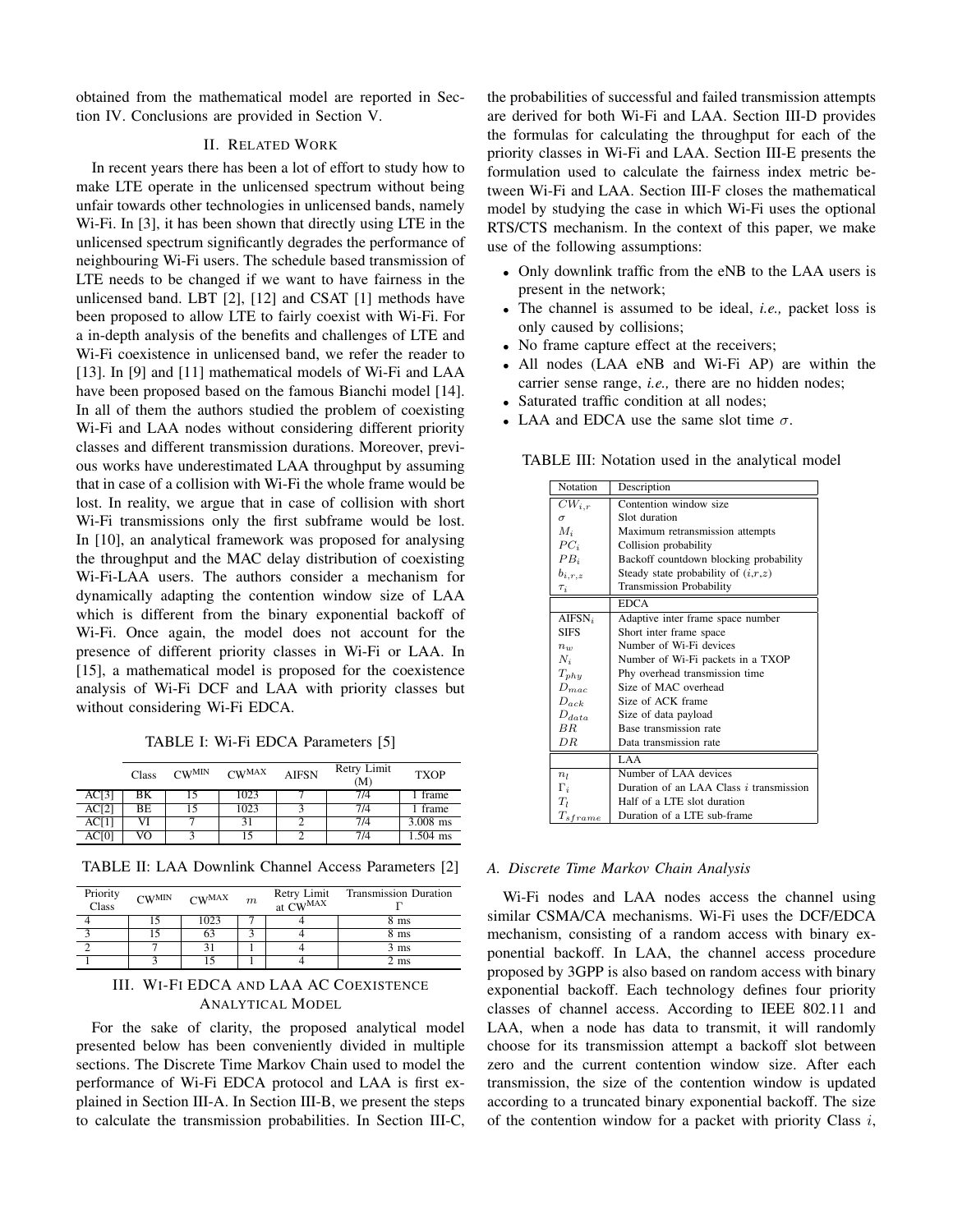obtained from the mathematical model are reported in Section IV. Conclusions are provided in Section V.

## II. Related Work

In recent years there has been a lot of effort to study how to make LTE operate in the unlicensed spectrum without being unfair towards other technologies in unlicensed bands, namely Wi-Fi. In [3], it has been shown that directly using LTE in the unlicensed spectrum significantly degrades the performance of neighbouring Wi-Fi users. The schedule based transmission of LTE needs to be changed if we want to have fairness in the unlicensed band. LBT [2], [12] and CSAT [1] methods have been proposed to allow LTE to fairly coexist with Wi-Fi. For a in-depth analysis of the benefits and challenges of LTE and Wi-Fi coexistence in unlicensed band, we refer the reader to [13]. In [9] and [11] mathematical models of Wi-Fi and LAA have been proposed based on the famous Bianchi model [14]. In all of them the authors studied the problem of coexisting Wi-Fi and LAA nodes without considering different priority classes and different transmission durations. Moreover, previous works have underestimated LAA throughput by assuming that in case of a collision with Wi-Fi the whole frame would be lost. In reality, we argue that in case of collision with short Wi-Fi transmissions only the first subframe would be lost. In [10], an analytical framework was proposed for analysing the throughput and the MAC delay distribution of coexisting Wi-Fi-LAA users. The authors consider a mechanism for dynamically adapting the contention window size of LAA which is different from the binary exponential backoff of Wi-Fi. Once again, the model does not account for the presence of different priority classes in Wi-Fi or LAA. In [15], a mathematical model is proposed for the coexistence analysis of Wi-Fi DCF and LAA with priority classes but without considering Wi-Fi EDCA.

TABLE I: Wi-Fi EDCA Parameters [5]

| | Class | $CW^{MIN}$ | $CW^{MAX}$ | AIFSN | Retry Limit (M) | TXOP |
|---|---|---|---|---|---|---|
| AC[3] | BK | 15 | 1023 | 7 | 7/4 | 1 frame |
| AC[2] | BE | 15 | 1023 | 3 | 7/4 | 1 frame |
| AC[1] | VI | 7 | 31 | 2 | 7/4 | 3.008 ms |
| AC[0] | VO | 3 | 15 | 2 | 7/4 | 1.504 ms |

TABLE II: LAA Downlink Channel Access Parameters [2]

| Priority Class | $CW^{MIN}$ | $CW^{MAX}$ | $m$ | Retry Limit at $CW^{MAX}$ | Transmission Duration $\Gamma$ |
|---|---|---|---|---|---|
| 4 | 15 | 1023 | 7 | 4 | 8 ms |
| 3 | 15 | 63 | 3 | 4 | 8 ms |
| 2 | 7 | 31 | 1 | 4 | 3 ms |
| 1 | 3 | 15 | 1 | 4 | 2 ms |

## III. Wi-Fi EDCA and LAA AC Coexistence Analytical Model

For the sake of clarity, the proposed analytical model presented below has been conveniently divided in multiple sections. The Discrete Time Markov Chain used to model the performance of Wi-Fi EDCA protocol and LAA is first explained in Section III-A. In Section III-B, we present the steps to calculate the transmission probabilities. In Section III-C, the probabilities of successful and failed transmission attempts are derived for both Wi-Fi and LAA. Section III-D provides the formulas for calculating the throughput for each of the priority classes in Wi-Fi and LAA. Section III-E presents the formulation used to calculate the fairness index metric between Wi-Fi and LAA. Section III-F closes the mathematical model by studying the case in which Wi-Fi uses the optional RTS/CTS mechanism. In the context of this paper, we make use of the following assumptions:

- Only downlink traffic from the eNB to the LAA users is present in the network;
- The channel is assumed to be ideal, *i.e.,* packet loss is only caused by collisions;
- No frame capture effect at the receivers;
- All nodes (LAA eNB and Wi-Fi AP) are within the carrier sense range, *i.e.,* there are no hidden nodes;
- Saturated traffic condition at all nodes;
- LAA and EDCA use the same slot time $\sigma$.

TABLE III: Notation used in the analytical model

| Notation | Description |
|---|---|
| $CW_{i,r}$ | Contention window size |
| $\sigma$ | Slot duration |
| $M_i$ | Maximum retransmission attempts |
| $PC_i$ | Collision probability |
| $PB_i$ | Backoff countdown blocking probability |
| $b_{i,r,z}$ | Steady state probability of $(i,r,z)$ |
| $\tau_i$ | Transmission Probability |
| | **EDCA** |
| $\text{AIFSN}_i$ | Adaptive inter frame space number |
| SIFS | Short inter frame space |
| $n_w$ | Number of Wi-Fi devices |
| $N_i$ | Number of Wi-Fi packets in a TXOP |
| $T_{phy}$ | Phy overhead transmission time |
| $D_{mac}$ | Size of MAC overhead |
| $D_{ack}$ | Size of ACK frame |
| $D_{data}$ | Size of data payload |
| $BR$ | Base transmission rate |
| $DR$ | Data transmission rate |
| | **LAA** |
| $n_l$ | Number of LAA devices |
| $\Gamma_i$ | Duration of an LAA Class $i$ transmission |
| $T_l$ | Half of a LTE slot duration |
| $T_{sframe}$ | Duration of a LTE sub-frame |

### A. Discrete Time Markov Chain Analysis

Wi-Fi nodes and LAA nodes access the channel using similar CSMA/CA mechanisms. Wi-Fi uses the DCF/EDCA mechanism, consisting of a random access with binary exponential backoff. In LAA, the channel access procedure proposed by 3GPP is also based on random access with binary exponential backoff. Each technology defines four priority classes of channel access. According to IEEE 802.11 and LAA, when a node has data to transmit, it will randomly choose for its transmission attempt a backoff slot between zero and the current contention window size. After each transmission, the size of the contention window is updated according to a truncated binary exponential backoff. The size of the contention window for a packet with priority Class $i$,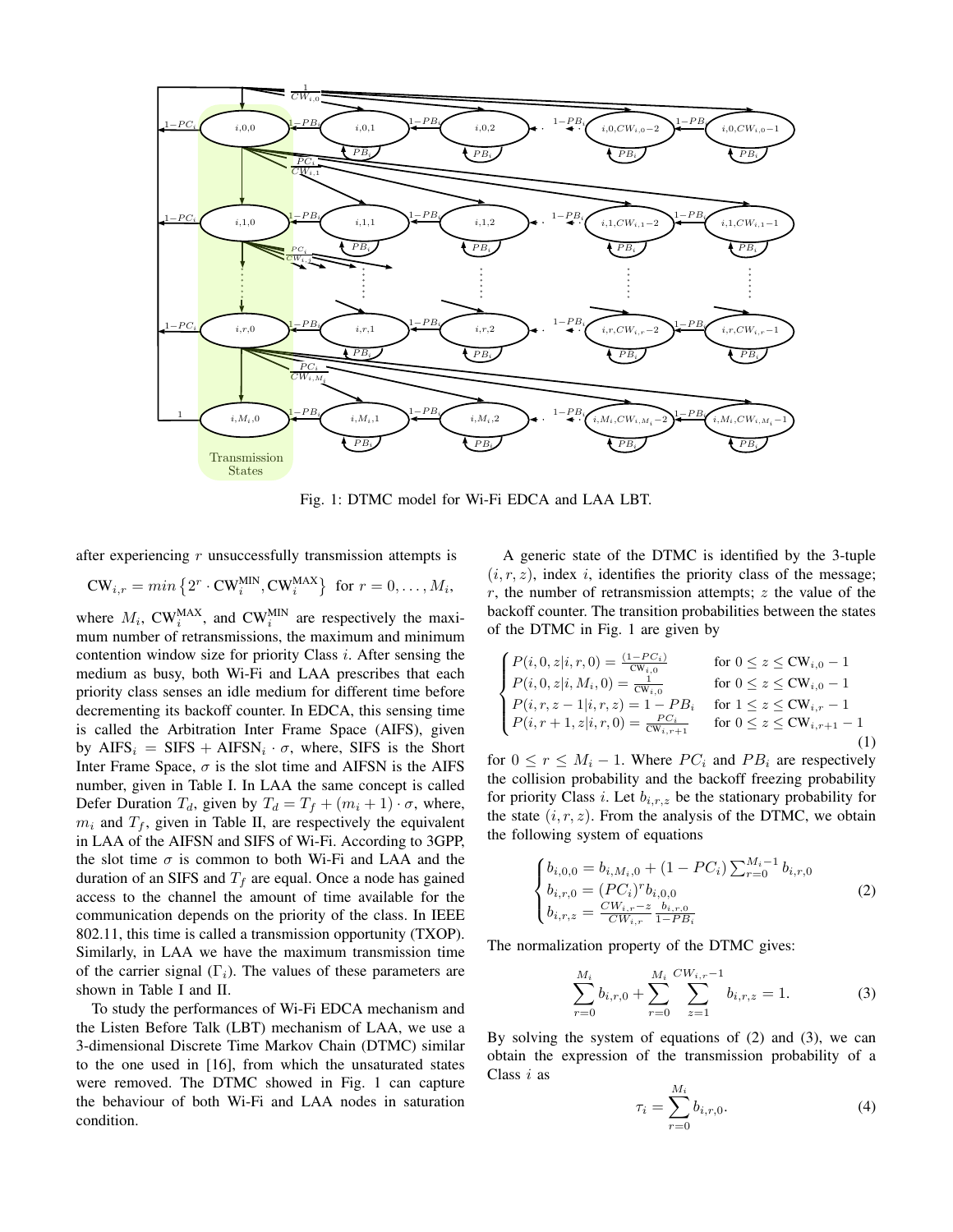Fig. 1: DTMC model for Wi-Fi EDCA and LAA LBT.

after experiencing $r$ unsuccessfully transmission attempts is

$$\text{CW}_{i,r} = min\left\{2^r \cdot \text{CW}_i^{\text{MIN}}, \text{CW}_i^{\text{MAX}}\right\} \text{ for } r = 0, \ldots, M_i,$$

where $M_i$, $\text{CW}_i^{\text{MAX}}$, and $\text{CW}_i^{\text{MIN}}$ are respectively the maximum number of retransmissions, the maximum and minimum contention window size for priority Class $i$. After sensing the medium as busy, both Wi-Fi and LAA prescribes that each priority class senses an idle medium for different time before decrementing its backoff counter. In EDCA, this sensing time is called the Arbitration Inter Frame Space (AIFS), given by $\text{AIFS}_i = \text{SIFS} + \text{AIFSN}_i \cdot \sigma$, where, SIFS is the Short Inter Frame Space, $\sigma$ is the slot time and AIFSN is the AIFS number, given in Table I. In LAA the same concept is called Defer Duration $T_d$, given by $T_d = T_f + (m_i + 1) \cdot \sigma$, where, $m_i$ and $T_f$, given in Table II, are respectively the equivalent in LAA of the AIFSN and SIFS of Wi-Fi. According to 3GPP, the slot time $\sigma$ is common to both Wi-Fi and LAA and the duration of an SIFS and $T_f$ are equal. Once a node has gained access to the channel the amount of time available for the communication depends on the priority of the class. In IEEE 802.11, this time is called a transmission opportunity (TXOP). Similarly, in LAA we have the maximum transmission time of the carrier signal ($\Gamma_i$). The values of these parameters are shown in Table I and II.

To study the performances of Wi-Fi EDCA mechanism and the Listen Before Talk (LBT) mechanism of LAA, we use a 3-dimensional Discrete Time Markov Chain (DTMC) similar to the one used in [16], from which the unsaturated states were removed. The DTMC showed in Fig. 1 can capture the behaviour of both Wi-Fi and LAA nodes in saturation condition.

A generic state of the DTMC is identified by the 3-tuple $(i, r, z)$, index $i$, identifies the priority class of the message; $r$, the number of retransmission attempts; $z$ the value of the backoff counter. The transition probabilities between the states of the DTMC in Fig. 1 are given by

$$\begin{cases} P(i,0,z|i,r,0) = \frac{(1-PC_i)}{\text{CW}_{i,0}} & \text{for } 0 \leq z \leq \text{CW}_{i,0} - 1 \\ P(i,0,z|i,M_i,0) = \frac{1}{\text{CW}_{i,0}} & \text{for } 0 \leq z \leq \text{CW}_{i,0} - 1 \\ P(i,r,z-1|i,r,z) = 1 - PB_i & \text{for } 1 \leq z \leq \text{CW}_{i,r} - 1 \\ P(i,r+1,z|i,r,0) = \frac{PC_i}{\text{CW}_{i,r+1}} & \text{for } 0 \leq z \leq \text{CW}_{i,r+1} - 1 \end{cases} \tag{1}$$

for $0 \leq r \leq M_i - 1$. Where $PC_i$ and $PB_i$ are respectively the collision probability and the backoff freezing probability for priority Class $i$. Let $b_{i,r,z}$ be the stationary probability for the state $(i, r, z)$. From the analysis of the DTMC, we obtain the following system of equations

$$\begin{cases} b_{i,0,0} = b_{i,M_i,0} + (1 - PC_i) \sum_{r=0}^{M_i-1} b_{i,r,0} \\ b_{i,r,0} = (PC_i)^r b_{i,0,0} \\ b_{i,r,z} = \frac{CW_{i,r}-z}{CW_{i,r}} \frac{b_{i,r,0}}{1-PB_i} \end{cases} \tag{2}$$

The normalization property of the DTMC gives:

$$\sum_{r=0}^{M_i} b_{i,r,0} + \sum_{r=0}^{M_i} \sum_{z=1}^{CW_{i,r}-1} b_{i,r,z} = 1. \tag{3}$$

By solving the system of equations of (2) and (3), we can obtain the expression of the transmission probability of a Class $i$ as

$$\tau_i = \sum_{r=0}^{M_i} b_{i,r,0}. \tag{4}$$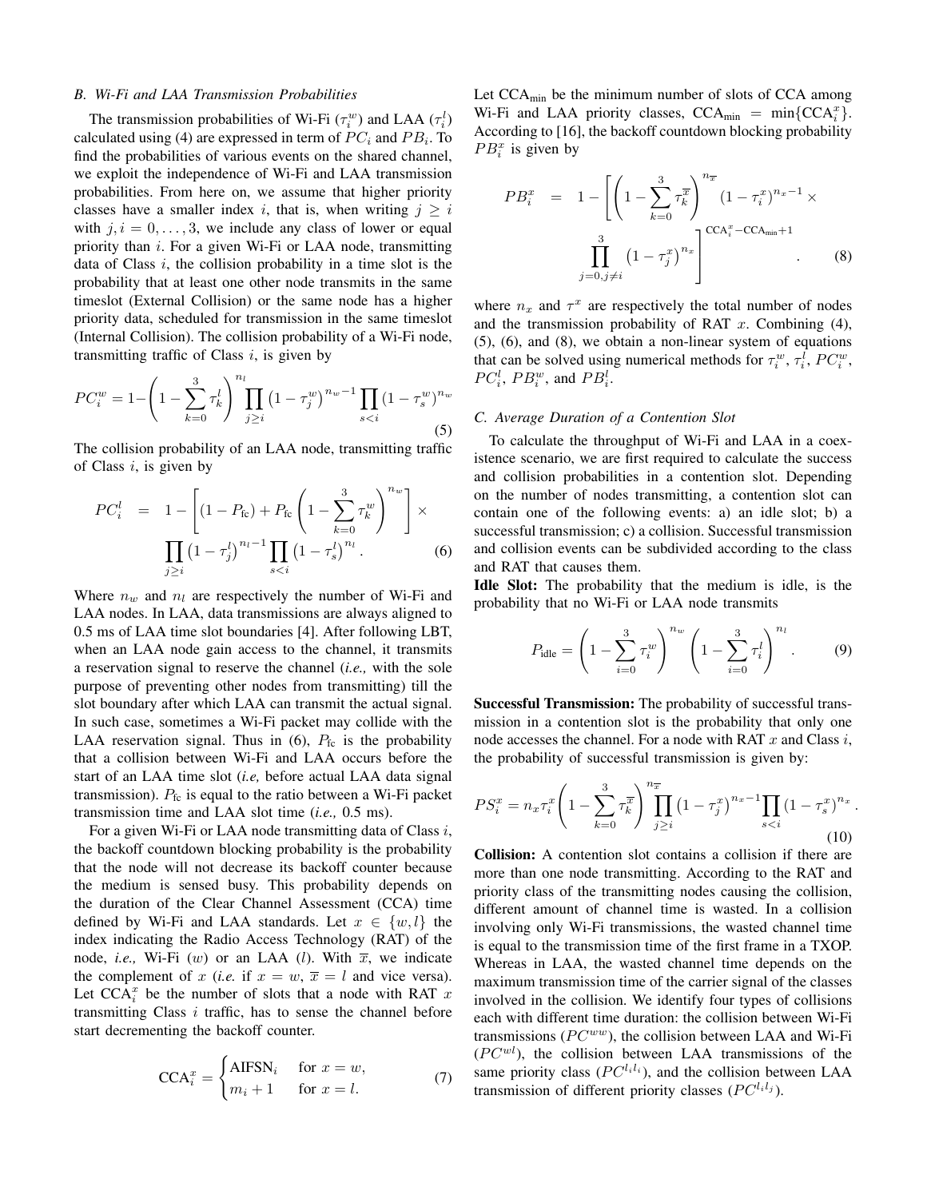### B. Wi-Fi and LAA Transmission Probabilities

The transmission probabilities of Wi-Fi ($\tau_i^w$) and LAA ($\tau_i^l$) calculated using (4) are expressed in term of $PC_i$ and $PB_i$. To find the probabilities of various events on the shared channel, we exploit the independence of Wi-Fi and LAA transmission probabilities. From here on, we assume that higher priority classes have a smaller index $i$, that is, when writing $j \geq i$ with $j, i = 0, \ldots, 3$, we include any class of lower or equal priority than $i$. For a given Wi-Fi or LAA node, transmitting data of Class $i$, the collision probability in a time slot is the probability that at least one other node transmits in the same timeslot (External Collision) or the same node has a higher priority data, scheduled for transmission in the same timeslot (Internal Collision). The collision probability of a Wi-Fi node, transmitting traffic of Class $i$, is given by

$$PC_i^w = 1 - \left(1 - \sum_{k=0}^{3} \tau_k^l\right)^{n_l} \prod_{j \geq i} \left(1 - \tau_j^w\right)^{n_w - 1} \prod_{s < i} \left(1 - \tau_s^w\right)^{n_w} \tag{5}$$

The collision probability of an LAA node, transmitting traffic of Class $i$, is given by

$$PC_i^l = 1 - \left[(1 - P_{\text{fc}}) + P_{\text{fc}} \left(1 - \sum_{k=0}^{3} \tau_k^w\right)^{n_w}\right] \times \prod_{j \geq i} \left(1 - \tau_j^l\right)^{n_l - 1} \prod_{s < i} \left(1 - \tau_s^l\right)^{n_l}. \tag{6}$$

Where $n_w$ and $n_l$ are respectively the number of Wi-Fi and LAA nodes. In LAA, data transmissions are always aligned to 0.5 ms of LAA time slot boundaries [4]. After following LBT, when an LAA node gain access to the channel, it transmits a reservation signal to reserve the channel (*i.e.,* with the sole purpose of preventing other nodes from transmitting) till the slot boundary after which LAA can transmit the actual signal. In such case, sometimes a Wi-Fi packet may collide with the LAA reservation signal. Thus in (6), $P_{\text{fc}}$ is the probability that a collision between Wi-Fi and LAA occurs before the start of an LAA time slot (*i.e,* before actual LAA data signal transmission). $P_{\text{fc}}$ is equal to the ratio between a Wi-Fi packet transmission time and LAA slot time (*i.e.,* 0.5 ms).

For a given Wi-Fi or LAA node transmitting data of Class $i$, the backoff countdown blocking probability is the probability that the node will not decrease its backoff counter because the medium is sensed busy. This probability depends on the duration of the Clear Channel Assessment (CCA) time defined by Wi-Fi and LAA standards. Let $x \in \{w, l\}$ the index indicating the Radio Access Technology (RAT) of the node, *i.e.,* Wi-Fi ($w$) or an LAA ($l$). With $\overline{x}$, we indicate the complement of $x$ (*i.e.* if $x = w$, $\overline{x} = l$ and vice versa). Let $\text{CCA}_i^x$ be the number of slots that a node with RAT $x$ transmitting Class $i$ traffic, has to sense the channel before start decrementing the backoff counter.

$$\text{CCA}_i^x = \begin{cases} \text{AIFSN}_i & \text{for } x = w, \\ m_i + 1 & \text{for } x = l. \end{cases} \tag{7}$$

Let $\text{CCA}_{\text{min}}$ be the minimum number of slots of CCA among Wi-Fi and LAA priority classes, $\text{CCA}_{\text{min}} = \min\{\text{CCA}_i^x\}$. According to [16], the backoff countdown blocking probability $PB_i^x$ is given by

$$PB_i^x = 1 - \left[\left(1 - \sum_{k=0}^{3} \tau_k^{\overline{x}}\right)^{n_{\overline{x}}} \left(1 - \tau_i^x\right)^{n_x - 1} \times \prod_{j=0, j \neq i}^{3} \left(1 - \tau_j^x\right)^{n_x}\right]^{\text{CCA}_i^x - \text{CCA}_{\text{min}} + 1}. \tag{8}$$

where $n_x$ and $\tau^x$ are respectively the total number of nodes and the transmission probability of RAT $x$. Combining (4), (5), (6), and (8), we obtain a non-linear system of equations that can be solved using numerical methods for $\tau_i^w$, $\tau_i^l$, $PC_i^w$, $PC_i^l$, $PB_i^w$, and $PB_i^l$.

### C. Average Duration of a Contention Slot

To calculate the throughput of Wi-Fi and LAA in a coexistence scenario, we are first required to calculate the success and collision probabilities in a contention slot. Depending on the number of nodes transmitting, a contention slot can contain one of the following events: a) an idle slot; b) a successful transmission; c) a collision. Successful transmission and collision events can be subdivided according to the class and RAT that causes them.

**Idle Slot:** The probability that the medium is idle, is the probability that no Wi-Fi or LAA node transmits

$$P_{\text{idle}} = \left(1 - \sum_{i=0}^{3} \tau_i^w\right)^{n_w} \left(1 - \sum_{i=0}^{3} \tau_i^l\right)^{n_l}. \tag{9}$$

**Successful Transmission:** The probability of successful transmission in a contention slot is the probability that only one node accesses the channel. For a node with RAT $x$ and Class $i$, the probability of successful transmission is given by:

$$PS_i^x = n_x \tau_i^x \left(1 - \sum_{k=0}^{3} \tau_k^{\overline{x}}\right)^{n_{\overline{x}}} \prod_{j \geq i} \left(1 - \tau_j^x\right)^{n_x - 1} \prod_{s < i} \left(1 - \tau_s^x\right)^{n_x}. \tag{10}$$

**Collision:** A contention slot contains a collision if there are more than one node transmitting. According to the RAT and priority class of the transmitting nodes causing the collision, different amount of channel time is wasted. In a collision involving only Wi-Fi transmissions, the wasted channel time is equal to the transmission time of the first frame in a TXOP. Whereas in LAA, the wasted channel time depends on the maximum transmission time of the carrier signal of the classes involved in the collision. We identify four types of collisions each with different time duration: the collision between Wi-Fi transmissions ($PC^{ww}$), the collision between LAA and Wi-Fi ($PC^{wl}$), the collision between LAA transmissions of the same priority class ($PC^{l_i l_i}$), and the collision between LAA transmission of different priority classes ($PC^{l_i l_j}$).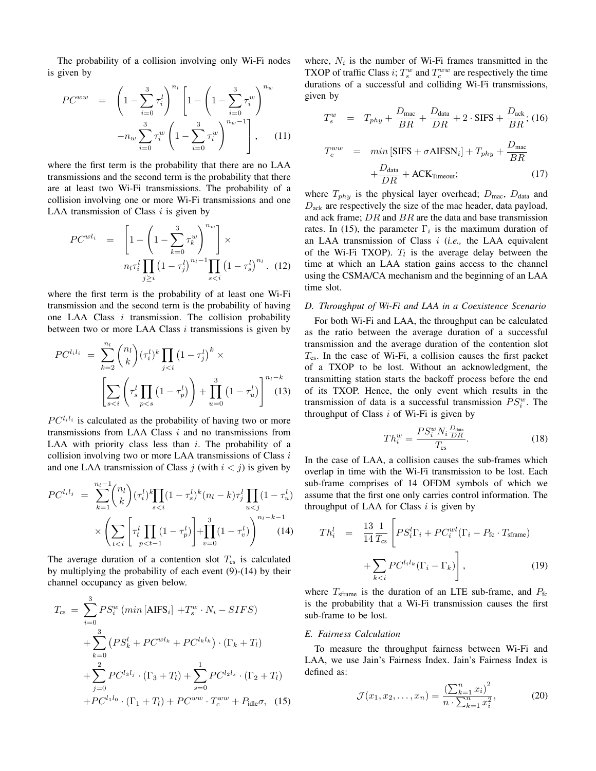The probability of a collision involving only Wi-Fi nodes is given by

$$
PC^{ww} = \left(1-\sum_{i=0}^{3}\tau_i^l\right)^{n_l}\left[1-\left(1-\sum_{i=0}^{3}\tau_i^w\right)^{n_w} - n_w\sum_{i=0}^{3}\tau_i^w\left(1-\sum_{i=0}^{3}\tau_i^w\right)^{n_w-1}\right], \quad (11)
$$

where the first term is the probability that there are no LAA transmissions and the second term is the probability that there are at least two Wi-Fi transmissions. The probability of a collision involving one or more Wi-Fi transmissions and one LAA transmission of Class $i$ is given by

$$
PC^{wl_i} = \left[1-\left(1-\sum_{k=0}^{3}\tau_k^w\right)^{n_w}\right]\times n_l\tau_i^l\prod_{j\geq i}\left(1-\tau_j^l\right)^{n_l-1}\prod_{s<i}\left(1-\tau_s^l\right)^{n_l}. \quad (12)
$$

where the first term is the probability of at least one Wi-Fi transmission and the second term is the probability of having one LAA Class $i$ transmission. The collision probability between two or more LAA Class $i$ transmissions is given by

$$
PC^{l_il_i} = \sum_{k=2}^{n_l}\binom{n_l}{k}(\tau_i^l)^k\prod_{j<i}\left(1-\tau_j^l\right)^k\times \left[\sum_{s<i}\left(\tau_s^l\prod_{p<s}\left(1-\tau_p^l\right)\right)+\prod_{u=0}^{3}\left(1-\tau_u^l\right)\right]^{n_l-k} \quad (13)
$$

$PC^{l_il_i}$ is calculated as the probability of having two or more transmissions from LAA Class $i$ and no transmissions from LAA with priority class less than $i$. The probability of a collision involving two or more LAA transmissions of Class $i$ and one LAA transmission of Class $j$ (with $i<j$) is given by

$$
PC^{l_il_j} = \sum_{k=1}^{n_l-1}\binom{n_l}{k}(\tau_i^l)^k\prod_{s<i}(1-\tau_s^l)^k(n_l-k)\tau_j^l\prod_{u<j}(1-\tau_u^l) \times\left(\sum_{t<i}\left[\tau_t^l\prod_{p<t-1}(1-\tau_p^l)\right]+\prod_{v=0}^{3}(1-\tau_v^l)\right)^{n_l-k-1} \quad (14)
$$

The average duration of a contention slot $T_{\text{cs}}$ is calculated by multiplying the probability of each event (9)-(14) by their channel occupancy as given below.

$$
\begin{aligned}
T_{\text{cs}} = &\sum_{i=0}^{3}PS_i^w\left(min\left[\text{AIFS}_i\right]+T_s^w\cdot N_i - SIFS\right)\\
&+\sum_{k=0}^{3}\left(PS_k^l+PC^{wl_k}+PC^{l_kl_k}\right)\cdot(\Gamma_k+T_l)\\
&+\sum_{j=0}^{2}PC^{l_3l_j}\cdot(\Gamma_3+T_l)+\sum_{s=0}^{1}PC^{l_2l_s}\cdot(\Gamma_2+T_l)\\
&+PC^{l_1l_0}\cdot(\Gamma_1+T_l)+PC^{ww}\cdot T_c^{ww}+P_{\text{idle}}\sigma, \quad (15)
\end{aligned}
$$

where, $N_i$ is the number of Wi-Fi frames transmitted in the TXOP of traffic Class $i$; $T_s^w$ and $T_c^{ww}$ are respectively the time durations of a successful and colliding Wi-Fi transmissions, given by

$$
T_s^w = T_{phy}+\frac{D_{\text{mac}}}{BR}+\frac{D_{\text{data}}}{DR}+2\cdot\text{SIFS}+\frac{D_{\text{ack}}}{BR}; \quad (16)
$$

$$
T_c^{ww} = min\left[\text{SIFS}+\sigma\text{AIFSN}_i\right]+T_{phy}+\frac{D_{\text{mac}}}{BR}+\frac{D_{\text{data}}}{DR}+\text{ACK}_{\text{Timeout}}; \quad (17)
$$

where $T_{phy}$ is the physical layer overhead; $D_{\text{mac}}$, $D_{\text{data}}$ and $D_{\text{ack}}$ are respectively the size of the mac header, data payload, and ack frame; $DR$ and $BR$ are the data and base transmission rates. In (15), the parameter $\Gamma_i$ is the maximum duration of an LAA transmission of Class $i$ (*i.e.,* the LAA equivalent of the Wi-Fi TXOP). $T_l$ is the average delay between the time at which an LAA station gains access to the channel using the CSMA/CA mechanism and the beginning of an LAA time slot.

### D. Throughput of Wi-Fi and LAA in a Coexistence Scenario

For both Wi-Fi and LAA, the throughput can be calculated as the ratio between the average duration of a successful transmission and the average duration of the contention slot $T_{\text{cs}}$. In the case of Wi-Fi, a collision causes the first packet of a TXOP to be lost. Without an acknowledgment, the transmitting station starts the backoff process before the end of its TXOP. Hence, the only event which results in the transmission of data is a successful transmission $PS_i^w$. The throughput of Class $i$ of Wi-Fi is given by

$$
Th_i^w = \frac{PS_i^w N_i\frac{D_{\text{data}}}{DR}}{T_{\text{cs}}}. \quad (18)
$$

In the case of LAA, a collision causes the sub-frames which overlap in time with the Wi-Fi transmission to be lost. Each sub-frame comprises of 14 OFDM symbols of which we assume that the first one only carries control information. The throughput of LAA for Class $i$ is given by

$$
Th_i^l = \frac{13}{14}\frac{1}{T_{\text{cs}}}\left[PS_i^l\Gamma_i+PC_i^{wl}(\Gamma_i-P_{\text{fc}}\cdot T_{\text{sframe}}) +\sum_{k<i}PC^{l_il_k}(\Gamma_i-\Gamma_k)\right], \quad (19)
$$

where $T_{\text{sframe}}$ is the duration of an LTE sub-frame, and $P_{\text{fc}}$ is the probability that a Wi-Fi transmission causes the first sub-frame to be lost.

### E. Fairness Calculation

To measure the throughput fairness between Wi-Fi and LAA, we use Jain's Fairness Index. Jain's Fairness Index is defined as:

$$
\mathcal{J}(x_1,x_2,\ldots,x_n)=\frac{\left(\sum_{k=1}^{n}x_i\right)^2}{n\cdot\sum_{k=1}^{n}x_i^2}, \quad (20)
$$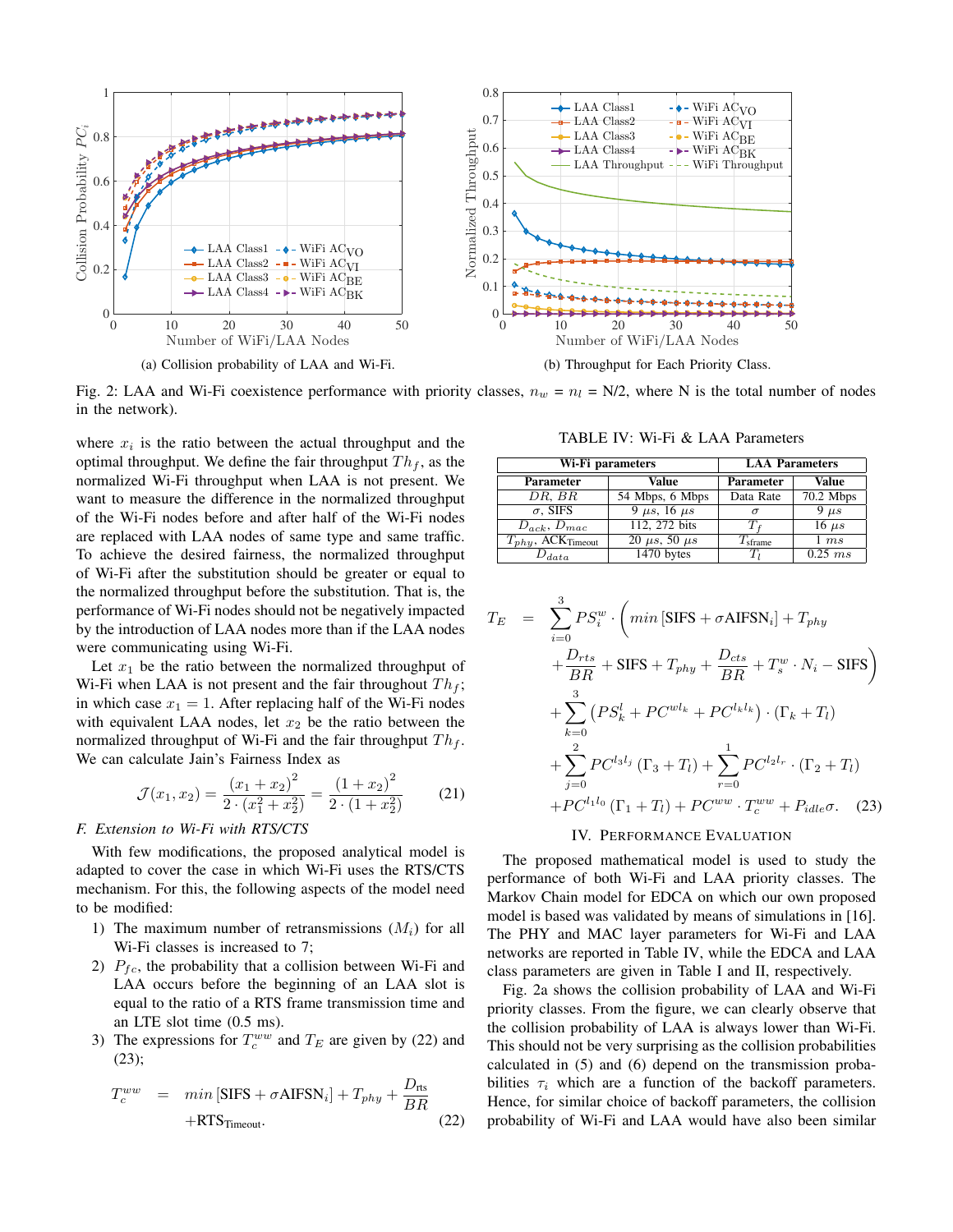(a) Collision probability of LAA and Wi-Fi.

(b) Throughput for Each Priority Class.

Fig. 2: LAA and Wi-Fi coexistence performance with priority classes, $n_w = n_l$ = N/2, where N is the total number of nodes in the network).

where $x_i$ is the ratio between the actual throughput and the optimal throughput. We define the fair throughput $Th_f$, as the normalized Wi-Fi throughput when LAA is not present. We want to measure the difference in the normalized throughput of the Wi-Fi nodes before and after half of the Wi-Fi nodes are replaced with LAA nodes of same type and same traffic. To achieve the desired fairness, the normalized throughput of Wi-Fi after the substitution should be greater or equal to the normalized throughput before the substitution. That is, the performance of Wi-Fi nodes should not be negatively impacted by the introduction of LAA nodes more than if the LAA nodes were communicating using Wi-Fi.

Let $x_1$ be the ratio between the normalized throughput of Wi-Fi when LAA is not present and the fair throughout $Th_f$; in which case $x_1 = 1$. After replacing half of the Wi-Fi nodes with equivalent LAA nodes, let $x_2$ be the ratio between the normalized throughput of Wi-Fi and the fair throughput $Th_f$. We can calculate Jain's Fairness Index as

$$\mathcal{J}(x_1, x_2) = \frac{(x_1 + x_2)^2}{2 \cdot (x_1^2 + x_2^2)} = \frac{(1 + x_2)^2}{2 \cdot (1 + x_2^2)} \tag{21}$$

### F. Extension to Wi-Fi with RTS/CTS

With few modifications, the proposed analytical model is adapted to cover the case in which Wi-Fi uses the RTS/CTS mechanism. For this, the following aspects of the model need to be modified:

1) The maximum number of retransmissions ($M_i$) for all Wi-Fi classes is increased to 7;
2) $P_{fc}$, the probability that a collision between Wi-Fi and LAA occurs before the beginning of an LAA slot is equal to the ratio of a RTS frame transmission time and an LTE slot time (0.5 ms).
3) The expressions for $T_c^{ww}$ and $T_E$ are given by (22) and (23);

$$T_c^{ww} = min\left[\text{SIFS} + \sigma\text{AIFSN}_i\right] + T_{phy} + \frac{D_{\text{rts}}}{BR} + \text{RTS}_{\text{Timeout}}. \tag{22}$$

TABLE IV: Wi-Fi & LAA Parameters

| Wi-Fi parameters | | LAA Parameters | |
|---|---|---|---|
| **Parameter** | **Value** | **Parameter** | **Value** |
| $DR$, $BR$ | 54 Mbps, 6 Mbps | Data Rate | 70.2 Mbps |
| $\sigma$, SIFS | 9 $\mu s$, 16 $\mu s$ | $\sigma$ | 9 $\mu s$ |
| $D_{ack}$, $D_{mac}$ | 112, 272 bits | $T_f$ | 16 $\mu s$ |
| $T_{phy}$, ACK$_{\text{Timeout}}$ | 20 $\mu s$, 50 $\mu s$ | $T_{\text{sframe}}$ | 1 $ms$ |
| $D_{data}$ | 1470 bytes | $T_l$ | 0.25 $ms$ |

$$\begin{aligned} T_E = &\sum_{i=0}^{3} PS_i^w \cdot \Big( min\left[\text{SIFS} + \sigma\text{AIFSN}_i\right] + T_{phy} \\ &+ \frac{D_{rts}}{BR} + \text{SIFS} + T_{phy} + \frac{D_{cts}}{BR} + T_s^w \cdot N_i - \text{SIFS} \Big) \\ &+ \sum_{k=0}^{3} \left( PS_k^l + PC^{wl_k} + PC^{l_k l_k} \right) \cdot (\Gamma_k + T_l) \\ &+ \sum_{j=0}^{2} PC^{l_3 l_j} \left(\Gamma_3 + T_l\right) + \sum_{r=0}^{1} PC^{l_2 l_r} \cdot (\Gamma_2 + T_l) \\ &+ PC^{l_1 l_0} \left(\Gamma_1 + T_l\right) + PC^{ww} \cdot T_c^{ww} + P_{idle}\sigma. \end{aligned} \tag{23}$$

## IV. Performance Evaluation

The proposed mathematical model is used to study the performance of both Wi-Fi and LAA priority classes. The Markov Chain model for EDCA on which our own proposed model is based was validated by means of simulations in [16]. The PHY and MAC layer parameters for Wi-Fi and LAA networks are reported in Table IV, while the EDCA and LAA class parameters are given in Table I and II, respectively.

Fig. 2a shows the collision probability of LAA and Wi-Fi priority classes. From the figure, we can clearly observe that the collision probability of LAA is always lower than Wi-Fi. This should not be very surprising as the collision probabilities calculated in (5) and (6) depend on the transmission probabilities $\tau_i$ which are a function of the backoff parameters. Hence, for similar choice of backoff parameters, the collision probability of Wi-Fi and LAA would have also been similar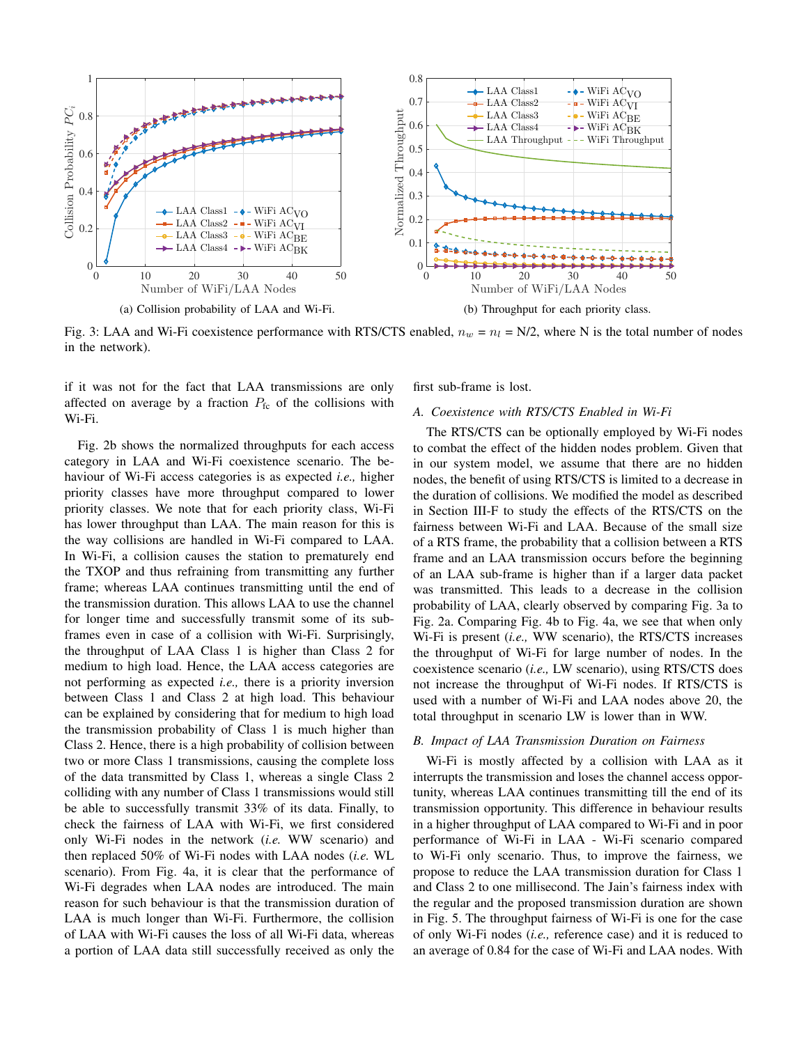(a) Collision probability of LAA and Wi-Fi.

(b) Throughput for each priority class.

Fig. 3: LAA and Wi-Fi coexistence performance with RTS/CTS enabled, $n_w$ = $n_l$ = N/2, where N is the total number of nodes in the network).

if it was not for the fact that LAA transmissions are only affected on average by a fraction $P_{\text{fc}}$ of the collisions with Wi-Fi.

Fig. 2b shows the normalized throughputs for each access category in LAA and Wi-Fi coexistence scenario. The behaviour of Wi-Fi access categories is as expected *i.e.,* higher priority classes have more throughput compared to lower priority classes. We note that for each priority class, Wi-Fi has lower throughput than LAA. The main reason for this is the way collisions are handled in Wi-Fi compared to LAA. In Wi-Fi, a collision causes the station to prematurely end the TXOP and thus refraining from transmitting any further frame; whereas LAA continues transmitting until the end of the transmission duration. This allows LAA to use the channel for longer time and successfully transmit some of its sub-frames even in case of a collision with Wi-Fi. Surprisingly, the throughput of LAA Class 1 is higher than Class 2 for medium to high load. Hence, the LAA access categories are not performing as expected *i.e.,* there is a priority inversion between Class 1 and Class 2 at high load. This behaviour can be explained by considering that for medium to high load the transmission probability of Class 1 is much higher than Class 2. Hence, there is a high probability of collision between two or more Class 1 transmissions, causing the complete loss of the data transmitted by Class 1, whereas a single Class 2 colliding with any number of Class 1 transmissions would still be able to successfully transmit 33% of its data. Finally, to check the fairness of LAA with Wi-Fi, we first considered only Wi-Fi nodes in the network (*i.e.* WW scenario) and then replaced 50% of Wi-Fi nodes with LAA nodes (*i.e.* WL scenario). From Fig. 4a, it is clear that the performance of Wi-Fi degrades when LAA nodes are introduced. The main reason for such behaviour is that the transmission duration of LAA is much longer than Wi-Fi. Furthermore, the collision of LAA with Wi-Fi causes the loss of all Wi-Fi data, whereas a portion of LAA data still successfully received as only the first sub-frame is lost.

### A. Coexistence with RTS/CTS Enabled in Wi-Fi

The RTS/CTS can be optionally employed by Wi-Fi nodes to combat the effect of the hidden nodes problem. Given that in our system model, we assume that there are no hidden nodes, the benefit of using RTS/CTS is limited to a decrease in the duration of collisions. We modified the model as described in Section III-F to study the effects of the RTS/CTS on the fairness between Wi-Fi and LAA. Because of the small size of a RTS frame, the probability that a collision between a RTS frame and an LAA transmission occurs before the beginning of an LAA sub-frame is higher than if a larger data packet was transmitted. This leads to a decrease in the collision probability of LAA, clearly observed by comparing Fig. 3a to Fig. 2a. Comparing Fig. 4b to Fig. 4a, we see that when only Wi-Fi is present (*i.e.,* WW scenario), the RTS/CTS increases the throughput of Wi-Fi for large number of nodes. In the coexistence scenario (*i.e.,* LW scenario), using RTS/CTS does not increase the throughput of Wi-Fi nodes. If RTS/CTS is used with a number of Wi-Fi and LAA nodes above 20, the total throughput in scenario LW is lower than in WW.

### B. Impact of LAA Transmission Duration on Fairness

Wi-Fi is mostly affected by a collision with LAA as it interrupts the transmission and loses the channel access opportunity, whereas LAA continues transmitting till the end of its transmission opportunity. This difference in behaviour results in a higher throughput of LAA compared to Wi-Fi and in poor performance of Wi-Fi in LAA - Wi-Fi scenario compared to Wi-Fi only scenario. Thus, to improve the fairness, we propose to reduce the LAA transmission duration for Class 1 and Class 2 to one millisecond. The Jain's fairness index with the regular and the proposed transmission duration are shown in Fig. 5. The throughput fairness of Wi-Fi is one for the case of only Wi-Fi nodes (*i.e.,* reference case) and it is reduced to an average of 0.84 for the case of Wi-Fi and LAA nodes. With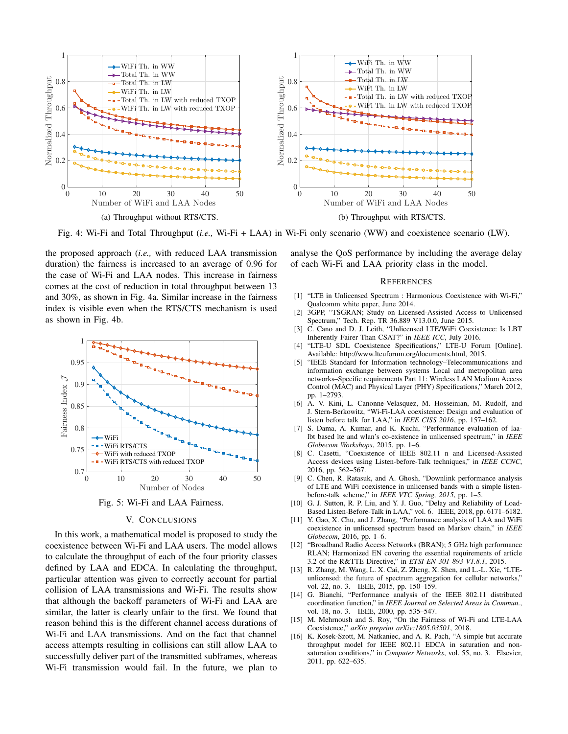Normalized Throughput

1

0.8

0.6

0.4

0.2

0

0 10 20 30 40 50

Number of WiFi and LAA Nodes

WiFi Th. in WW
Total Th. in WW
Total Th. in LW
WiFi Th. in LW
Total Th. in LW with reduced TXOP
WiFi Th. in LW with reduced TXOP

(a) Throughput without RTS/CTS.

Normalized Throughput

1

0.8

0.6

0.4

0.2

0

0 10 20 30 40 50

Number of WiFi and LAA Nodes

WiFi Th. in WW
Total Th. in WW
Total Th. in LW
WiFi Th. in LW
Total Th. in LW with reduced TXOP
WiFi Th. in LW with reduced TXOP

(b) Throughput with RTS/CTS.

Fig. 4: Wi-Fi and Total Throughput (*i.e.,* Wi-Fi + LAA) in Wi-Fi only scenario (WW) and coexistence scenario (LW).

the proposed approach (*i.e.,* with reduced LAA transmission duration) the fairness is increased to an average of 0.96 for the case of Wi-Fi and LAA nodes. This increase in fairness comes at the cost of reduction in total throughput between 13 and 30%, as shown in Fig. 4a. Similar increase in the fairness index is visible even when the RTS/CTS mechanism is used as shown in Fig. 4b.

Fairness Index $\mathcal{J}$

1

0.95

0.9

0.85

0.8

0.75

0.7

10 20 30 40 50

Number of Nodes

WiFi
WiFi RTS/CTS
WiFi with reduced TXOP
WiFi RTS/CTS with reduced TXOP

Fig. 5: Wi-Fi and LAA Fairness.

## V. Conclusions

In this work, a mathematical model is proposed to study the coexistence between Wi-Fi and LAA users. The model allows to calculate the throughput of each of the four priority classes defined by LAA and EDCA. In calculating the throughput, particular attention was given to correctly account for partial collision of LAA transmissions and Wi-Fi. The results show that although the backoff parameters of Wi-Fi and LAA are similar, the latter is clearly unfair to the first. We found that reason behind this is the different channel access durations of Wi-Fi and LAA transmissions. And on the fact that channel access attempts resulting in collisions can still allow LAA to successfully deliver part of the transmitted subframes, whereas Wi-Fi transmission would fail. In the future, we plan to analyse the QoS performance by including the average delay of each Wi-Fi and LAA priority class in the model.

## References

[1] "LTE in Unlicensed Spectrum : Harmonious Coexistence with Wi-Fi," Qualcomm white paper, June 2014.

[2] 3GPP, "TSGRAN; Study on Licensed-Assisted Access to Unlicensed Spectrum," Tech. Rep. TR 36.889 V13.0.0, June 2015.

[3] C. Cano and D. J. Leith, "Unlicensed LTE/WiFi Coexistence: Is LBT Inherently Fairer Than CSAT?" in *IEEE ICC*, July 2016.

[4] "LTE-U SDL Coexistence Specifications," LTE-U Forum [Online]. Available: http://www.lteuforum.org/documents.html, 2015.

[5] "IEEE Standard for Information technology–Telecommunications and information exchange between systems Local and metropolitan area networks–Specific requirements Part 11: Wireless LAN Medium Access Control (MAC) and Physical Layer (PHY) Specifications," March 2012, pp. 1–2793.

[6] A. V. Kini, L. Canonne-Velasquez, M. Hosseinian, M. Rudolf, and J. Stern-Berkowitz, "Wi-Fi-LAA coexistence: Design and evaluation of listen before talk for LAA," in *IEEE CISS 2016*, pp. 157–162.

[7] S. Dama, A. Kumar, and K. Kuchi, "Performance evaluation of laa-lbt based lte and wlan's co-existence in unlicensed spectrum," in *IEEE Globecom Workshops*, 2015, pp. 1–6.

[8] C. Casetti, "Coexistence of IEEE 802.11 n and Licensed-Assisted Access devices using Listen-before-Talk techniques," in *IEEE CCNC*, 2016, pp. 562–567.

[9] C. Chen, R. Ratasuk, and A. Ghosh, "Downlink performance analysis of LTE and WiFi coexistence in unlicensed bands with a simple listen-before-talk scheme," in *IEEE VTC Spring, 2015*, pp. 1–5.

[10] G. J. Sutton, R. P. Liu, and Y. J. Guo, "Delay and Reliability of Load-Based Listen-Before-Talk in LAA," vol. 6. IEEE, 2018, pp. 6171–6182.

[11] Y. Gao, X. Chu, and J. Zhang, "Performance analysis of LAA and WiFi coexistence in unlicensed spectrum based on Markov chain," in *IEEE Globecom*, 2016, pp. 1–6.

[12] "Broadband Radio Access Networks (BRAN); 5 GHz high performance RLAN; Harmonized EN covering the essential requirements of article 3.2 of the R&TTE Directive," in *ETSI EN 301 893 V1.8.1*, 2015.

[13] R. Zhang, M. Wang, L. X. Cai, Z. Zheng, X. Shen, and L.-L. Xie, "LTE-unlicensed: the future of spectrum aggregation for cellular networks," vol. 22, no. 3. IEEE, 2015, pp. 150–159.

[14] G. Bianchi, "Performance analysis of the IEEE 802.11 distributed coordination function," in *IEEE Journal on Selected Areas in Commun.*, vol. 18, no. 3. IEEE, 2000, pp. 535–547.

[15] M. Mehrnoush and S. Roy, "On the Fairness of Wi-Fi and LTE-LAA Coexistence," *arXiv preprint arXiv:1805.03501*, 2018.

[16] K. Kosek-Szott, M. Natkaniec, and A. R. Pach, "A simple but accurate throughput model for IEEE 802.11 EDCA in saturation and non-saturation conditions," in *Computer Networks*, vol. 55, no. 3. Elsevier, 2011, pp. 622–635.